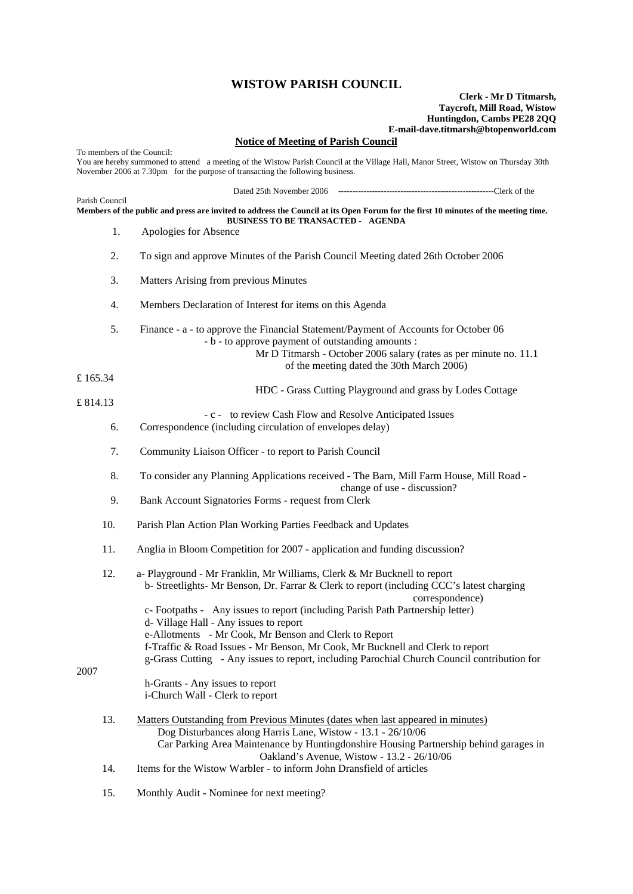# WISTOW PARISH COUNCIL

**Clerk - Mr D Titmarsh,**
**Taycroft, Mill Road, Wistow**
**Huntingdon, Cambs PE28 2QQ**
**E-mail-dave.titmarsh@btopenworld.com**

**Notice of Meeting of Parish Council**

To members of the Council:
You are hereby summoned to attend a meeting of the Wistow Parish Council at the Village Hall, Manor Street, Wistow on Thursday 30th November 2006 at 7.30pm for the purpose of transacting the following business.

Dated 25th November 2006 --------------------------------------------------------Clerk of the Parish Council

**Members of the public and press are invited to address the Council at its Open Forum for the first 10 minutes of the meeting time.**

**BUSINESS TO BE TRANSACTED - AGENDA**

1. Apologies for Absence

2. To sign and approve Minutes of the Parish Council Meeting dated 26th October 2006

3. Matters Arising from previous Minutes

4. Members Declaration of Interest for items on this Agenda

5. Finance - a - to approve the Financial Statement/Payment of Accounts for October 06
   - b - to approve payment of outstanding amounts :
     - Mr D Titmarsh - October 2006 salary (rates as per minute no. 11.1 of the meeting dated the 30th March 2006) £ 165.34
     - HDC - Grass Cutting Playground and grass by Lodes Cottage £ 814.13
   - c - to review Cash Flow and Resolve Anticipated Issues

6. Correspondence (including circulation of envelopes delay)

7. Community Liaison Officer - to report to Parish Council

8. To consider any Planning Applications received - The Barn, Mill Farm House, Mill Road - change of use - discussion?

9. Bank Account Signatories Forms - request from Clerk

10. Parish Plan Action Plan Working Parties Feedback and Updates

11. Anglia in Bloom Competition for 2007 - application and funding discussion?

12. a- Playground - Mr Franklin, Mr Williams, Clerk & Mr Bucknell to report
    b- Streetlights- Mr Benson, Dr. Farrar & Clerk to report (including CCC's latest charging correspondence)
    c- Footpaths - Any issues to report (including Parish Path Partnership letter)
    d- Village Hall - Any issues to report
    e-Allotments - Mr Cook, Mr Benson and Clerk to Report
    f-Traffic & Road Issues - Mr Benson, Mr Cook, Mr Bucknell and Clerk to report
    g-Grass Cutting - Any issues to report, including Parochial Church Council contribution for 2007
    h-Grants - Any issues to report
    i-Church Wall - Clerk to report

13. Matters Outstanding from Previous Minutes (dates when last appeared in minutes)
    Dog Disturbances along Harris Lane, Wistow - 13.1 - 26/10/06
    Car Parking Area Maintenance by Huntingdonshire Housing Partnership behind garages in Oakland's Avenue, Wistow - 13.2 - 26/10/06

14. Items for the Wistow Warbler - to inform John Dransfield of articles

15. Monthly Audit - Nominee for next meeting?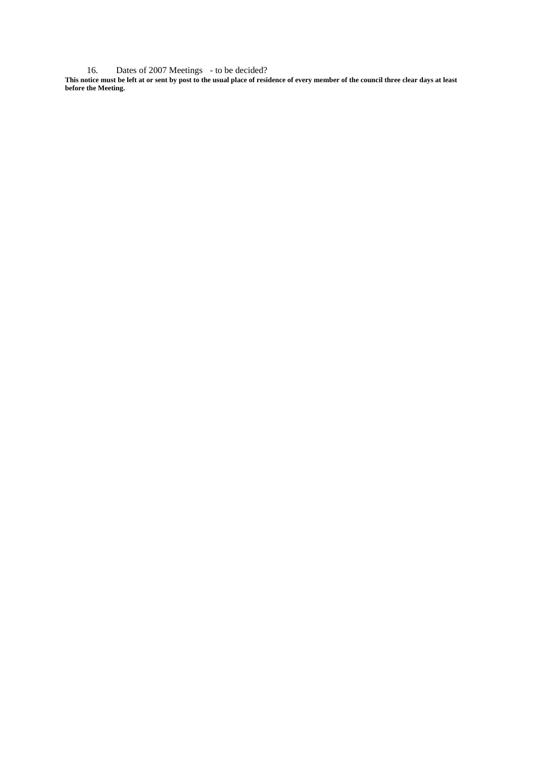16. Dates of 2007 Meetings - to be decided?

**This notice must be left at or sent by post to the usual place of residence of every member of the council three clear days at least before the Meeting.**